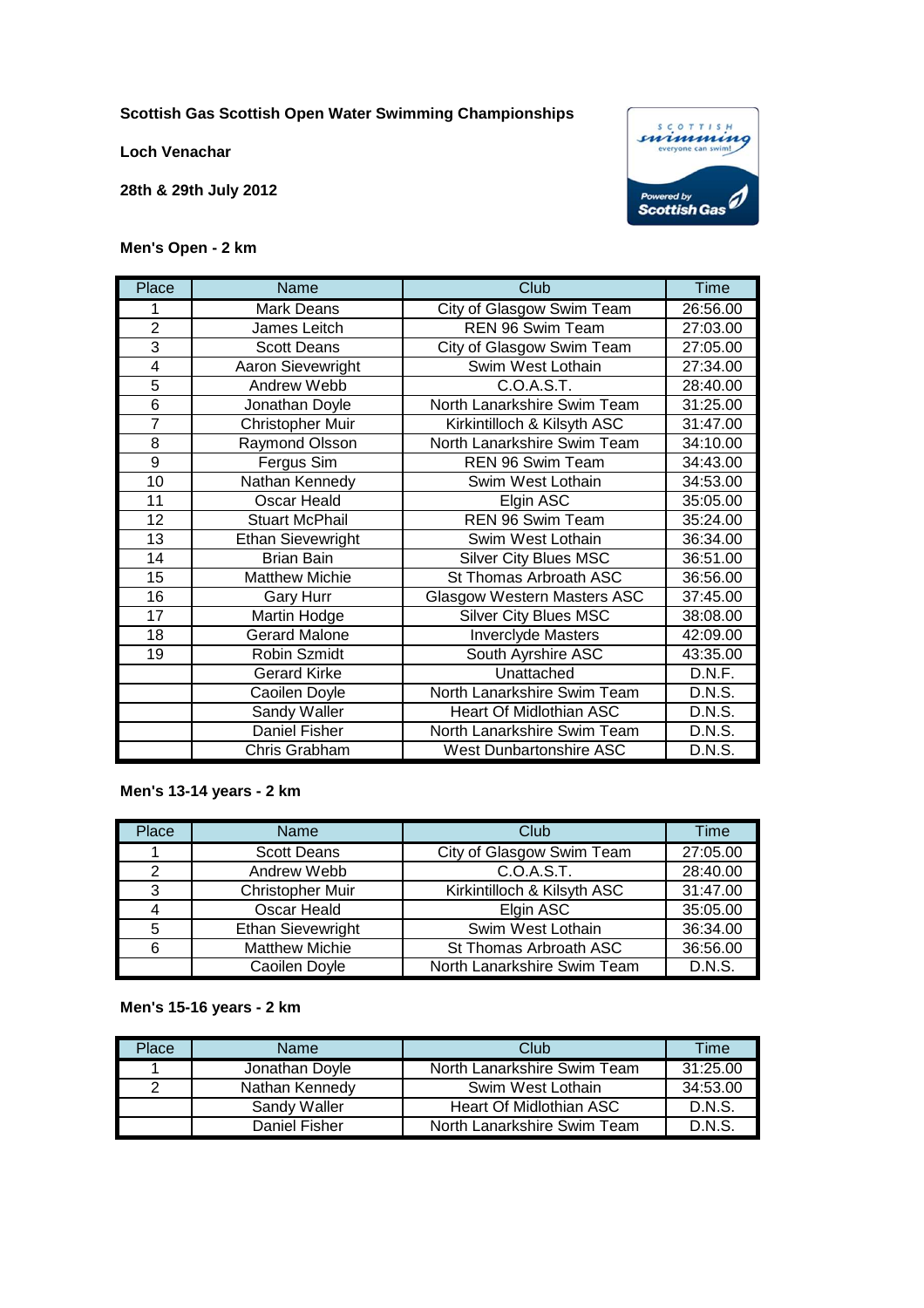**Scottish Gas Scottish Open Water Swimming Championships**

**Loch Venachar**

**28th & 29th July 2012**

**Men's Open - 2 km**

| Place | Name | Club | Time |
|---|---|---|---|
| 1 | Mark Deans | City of Glasgow Swim Team | 26:56.00 |
| 2 | James Leitch | REN 96 Swim Team | 27:03.00 |
| 3 | Scott Deans | City of Glasgow Swim Team | 27:05.00 |
| 4 | Aaron Sievewright | Swim West Lothain | 27:34.00 |
| 5 | Andrew Webb | C.O.A.S.T. | 28:40.00 |
| 6 | Jonathan Doyle | North Lanarkshire Swim Team | 31:25.00 |
| 7 | Christopher Muir | Kirkintilloch & Kilsyth ASC | 31:47.00 |
| 8 | Raymond Olsson | North Lanarkshire Swim Team | 34:10.00 |
| 9 | Fergus Sim | REN 96 Swim Team | 34:43.00 |
| 10 | Nathan Kennedy | Swim West Lothain | 34:53.00 |
| 11 | Oscar Heald | Elgin ASC | 35:05.00 |
| 12 | Stuart McPhail | REN 96 Swim Team | 35:24.00 |
| 13 | Ethan Sievewright | Swim West Lothain | 36:34.00 |
| 14 | Brian Bain | Silver City Blues MSC | 36:51.00 |
| 15 | Matthew Michie | St Thomas Arbroath ASC | 36:56.00 |
| 16 | Gary Hurr | Glasgow Western Masters ASC | 37:45.00 |
| 17 | Martin Hodge | Silver City Blues MSC | 38:08.00 |
| 18 | Gerard Malone | Inverclyde Masters | 42:09.00 |
| 19 | Robin Szmidt | South Ayrshire ASC | 43:35.00 |
| | Gerard Kirke | Unattached | D.N.F. |
| | Caoilen Doyle | North Lanarkshire Swim Team | D.N.S. |
| | Sandy Waller | Heart Of Midlothian ASC | D.N.S. |
| | Daniel Fisher | North Lanarkshire Swim Team | D.N.S. |
| | Chris Grabham | West Dunbartonshire ASC | D.N.S. |

**Men's 13-14 years - 2 km**

| Place | Name | Club | Time |
|---|---|---|---|
| 1 | Scott Deans | City of Glasgow Swim Team | 27:05.00 |
| 2 | Andrew Webb | C.O.A.S.T. | 28:40.00 |
| 3 | Christopher Muir | Kirkintilloch & Kilsyth ASC | 31:47.00 |
| 4 | Oscar Heald | Elgin ASC | 35:05.00 |
| 5 | Ethan Sievewright | Swim West Lothain | 36:34.00 |
| 6 | Matthew Michie | St Thomas Arbroath ASC | 36:56.00 |
| | Caoilen Doyle | North Lanarkshire Swim Team | D.N.S. |

**Men's 15-16 years - 2 km**

| Place | Name | Club | Time |
|---|---|---|---|
| 1 | Jonathan Doyle | North Lanarkshire Swim Team | 31:25.00 |
| 2 | Nathan Kennedy | Swim West Lothain | 34:53.00 |
| | Sandy Waller | Heart Of Midlothian ASC | D.N.S. |
| | Daniel Fisher | North Lanarkshire Swim Team | D.N.S. |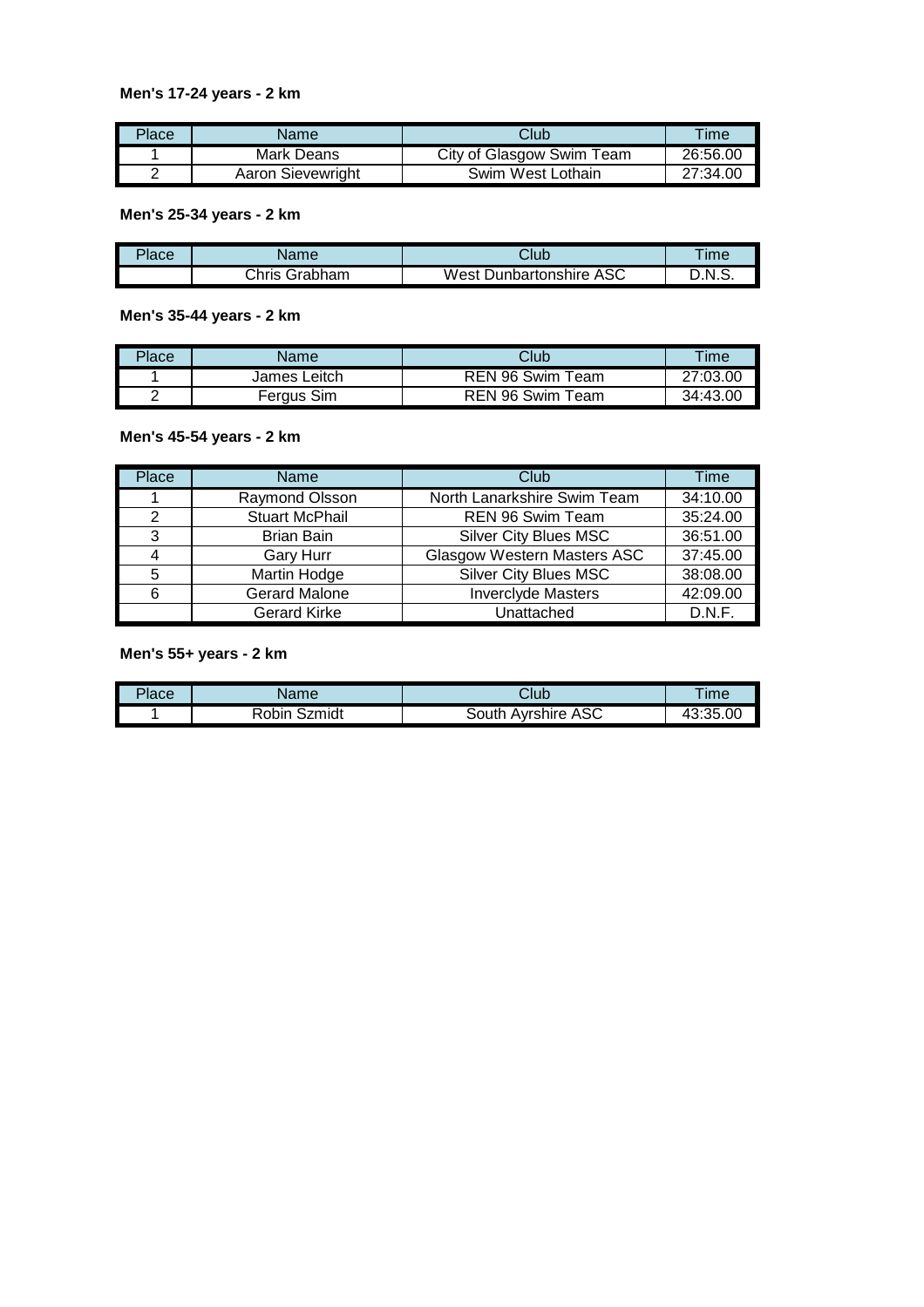**Men's 17-24 years - 2 km**

| Place | Name | Club | Time |
|---|---|---|---|
| 1 | Mark Deans | City of Glasgow Swim Team | 26:56.00 |
| 2 | Aaron Sievewright | Swim West Lothain | 27:34.00 |

**Men's 25-34 years - 2 km**

| Place | Name | Club | Time |
|---|---|---|---|
| | Chris Grabham | West Dunbartonshire ASC | D.N.S. |

**Men's 35-44 years - 2 km**

| Place | Name | Club | Time |
|---|---|---|---|
| 1 | James Leitch | REN 96 Swim Team | 27:03.00 |
| 2 | Fergus Sim | REN 96 Swim Team | 34:43.00 |

**Men's 45-54 years - 2 km**

| Place | Name | Club | Time |
|---|---|---|---|
| 1 | Raymond Olsson | North Lanarkshire Swim Team | 34:10.00 |
| 2 | Stuart McPhail | REN 96 Swim Team | 35:24.00 |
| 3 | Brian Bain | Silver City Blues MSC | 36:51.00 |
| 4 | Gary Hurr | Glasgow Western Masters ASC | 37:45.00 |
| 5 | Martin Hodge | Silver City Blues MSC | 38:08.00 |
| 6 | Gerard Malone | Inverclyde Masters | 42:09.00 |
| | Gerard Kirke | Unattached | D.N.F. |

**Men's 55+ years - 2 km**

| Place | Name | Club | Time |
|---|---|---|---|
| 1 | Robin Szmidt | South Ayrshire ASC | 43:35.00 |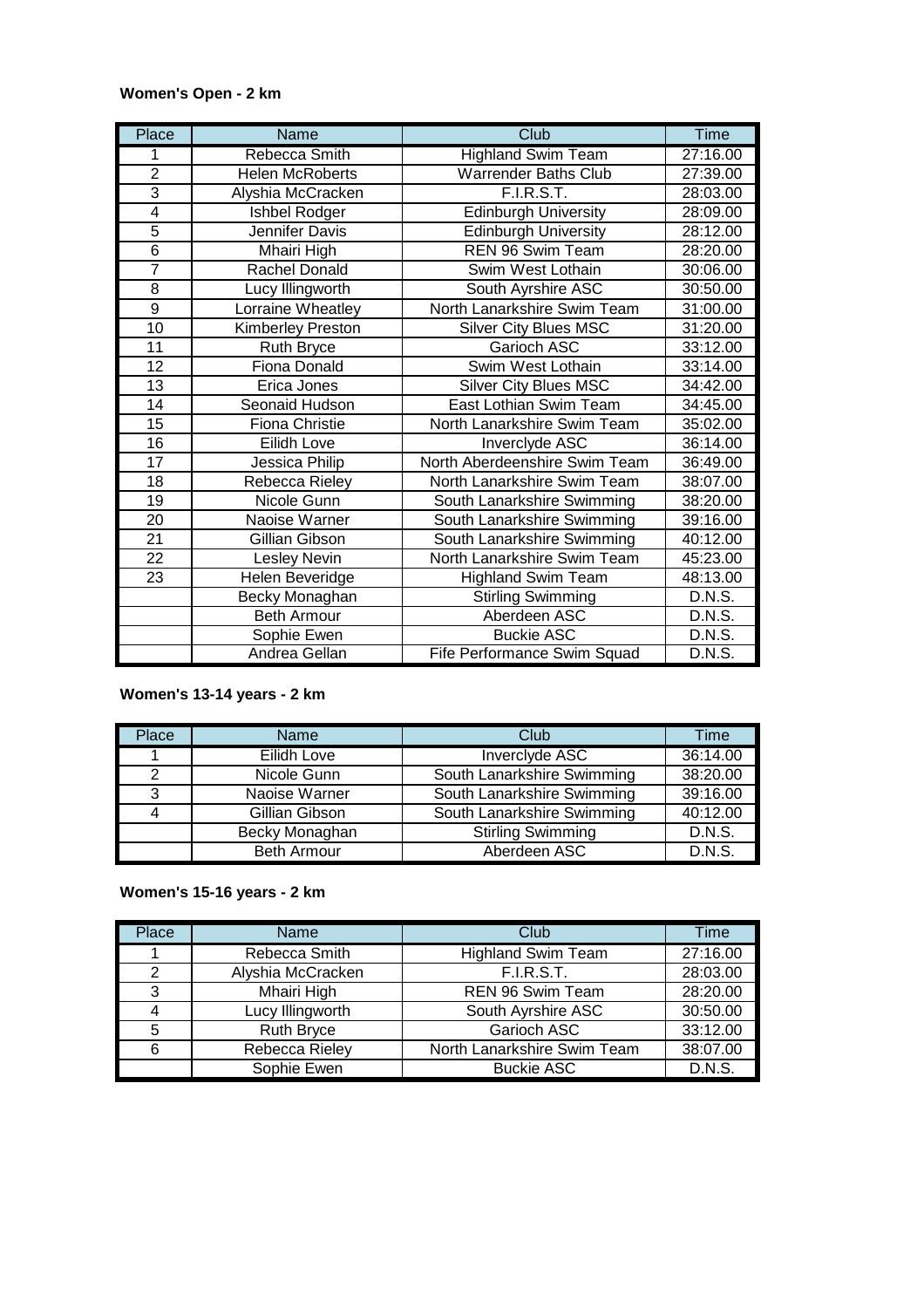**Women's Open - 2 km**

| Place | Name | Club | Time |
|---|---|---|---|
| 1 | Rebecca Smith | Highland Swim Team | 27:16.00 |
| 2 | Helen McRoberts | Warrender Baths Club | 27:39.00 |
| 3 | Alyshia McCracken | F.I.R.S.T. | 28:03.00 |
| 4 | Ishbel Rodger | Edinburgh University | 28:09.00 |
| 5 | Jennifer Davis | Edinburgh University | 28:12.00 |
| 6 | Mhairi High | REN 96 Swim Team | 28:20.00 |
| 7 | Rachel Donald | Swim West Lothain | 30:06.00 |
| 8 | Lucy Illingworth | South Ayrshire ASC | 30:50.00 |
| 9 | Lorraine Wheatley | North Lanarkshire Swim Team | 31:00.00 |
| 10 | Kimberley Preston | Silver City Blues MSC | 31:20.00 |
| 11 | Ruth Bryce | Garioch ASC | 33:12.00 |
| 12 | Fiona Donald | Swim West Lothain | 33:14.00 |
| 13 | Erica Jones | Silver City Blues MSC | 34:42.00 |
| 14 | Seonaid Hudson | East Lothian Swim Team | 34:45.00 |
| 15 | Fiona Christie | North Lanarkshire Swim Team | 35:02.00 |
| 16 | Eilidh Love | Inverclyde ASC | 36:14.00 |
| 17 | Jessica Philip | North Aberdeenshire Swim Team | 36:49.00 |
| 18 | Rebecca Rieley | North Lanarkshire Swim Team | 38:07.00 |
| 19 | Nicole Gunn | South Lanarkshire Swimming | 38:20.00 |
| 20 | Naoise Warner | South Lanarkshire Swimming | 39:16.00 |
| 21 | Gillian Gibson | South Lanarkshire Swimming | 40:12.00 |
| 22 | Lesley Nevin | North Lanarkshire Swim Team | 45:23.00 |
| 23 | Helen Beveridge | Highland Swim Team | 48:13.00 |
| | Becky Monaghan | Stirling Swimming | D.N.S. |
| | Beth Armour | Aberdeen ASC | D.N.S. |
| | Sophie Ewen | Buckie ASC | D.N.S. |
| | Andrea Gellan | Fife Performance Swim Squad | D.N.S. |

**Women's 13-14 years - 2 km**

| Place | Name | Club | Time |
|---|---|---|---|
| 1 | Eilidh Love | Inverclyde ASC | 36:14.00 |
| 2 | Nicole Gunn | South Lanarkshire Swimming | 38:20.00 |
| 3 | Naoise Warner | South Lanarkshire Swimming | 39:16.00 |
| 4 | Gillian Gibson | South Lanarkshire Swimming | 40:12.00 |
| | Becky Monaghan | Stirling Swimming | D.N.S. |
| | Beth Armour | Aberdeen ASC | D.N.S. |

**Women's 15-16 years - 2 km**

| Place | Name | Club | Time |
|---|---|---|---|
| 1 | Rebecca Smith | Highland Swim Team | 27:16.00 |
| 2 | Alyshia McCracken | F.I.R.S.T. | 28:03.00 |
| 3 | Mhairi High | REN 96 Swim Team | 28:20.00 |
| 4 | Lucy Illingworth | South Ayrshire ASC | 30:50.00 |
| 5 | Ruth Bryce | Garioch ASC | 33:12.00 |
| 6 | Rebecca Rieley | North Lanarkshire Swim Team | 38:07.00 |
| | Sophie Ewen | Buckie ASC | D.N.S. |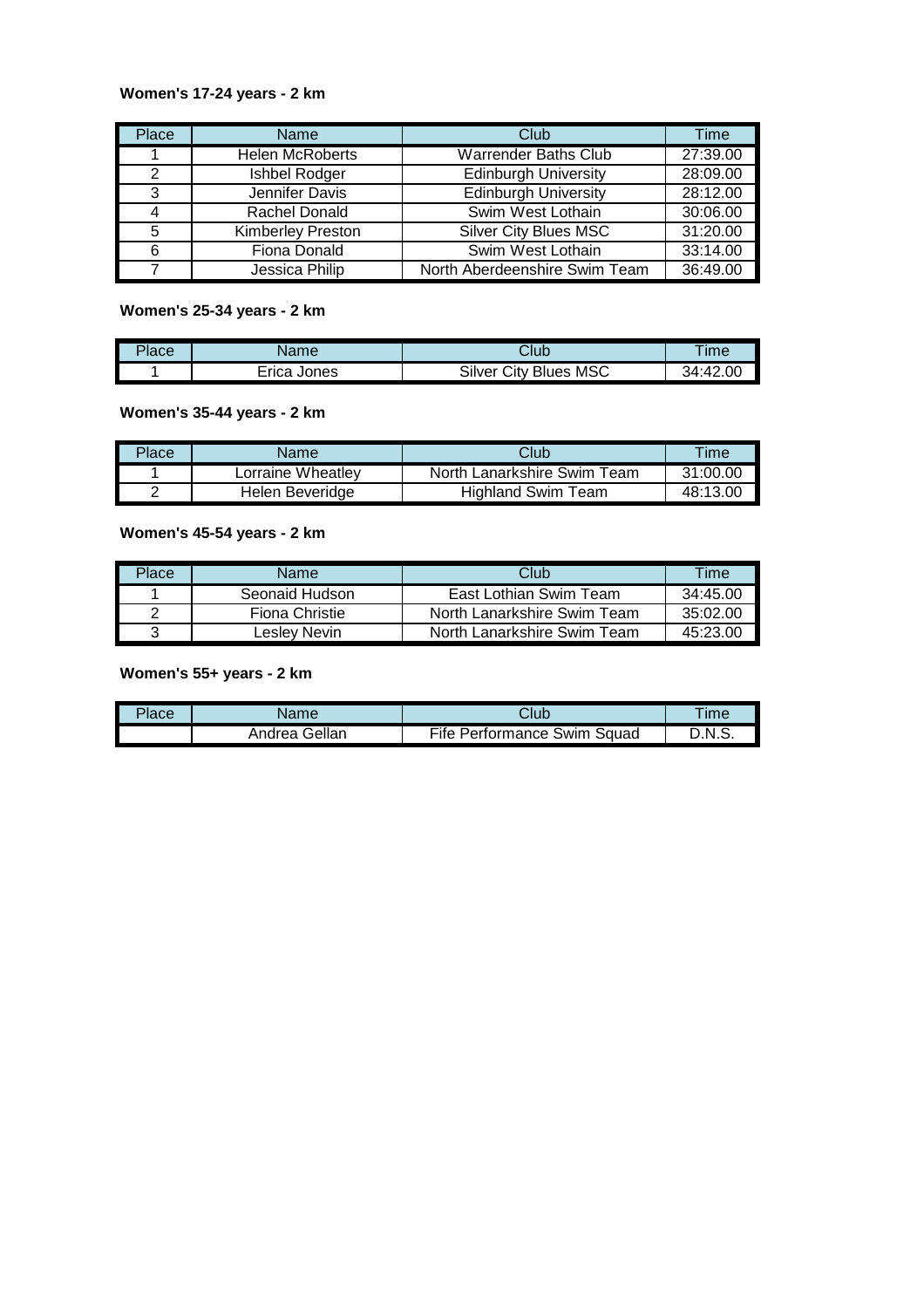**Women's 17-24 years - 2 km**

| Place | Name | Club | Time |
|---|---|---|---|
| 1 | Helen McRoberts | Warrender Baths Club | 27:39.00 |
| 2 | Ishbel Rodger | Edinburgh University | 28:09.00 |
| 3 | Jennifer Davis | Edinburgh University | 28:12.00 |
| 4 | Rachel Donald | Swim West Lothain | 30:06.00 |
| 5 | Kimberley Preston | Silver City Blues MSC | 31:20.00 |
| 6 | Fiona Donald | Swim West Lothain | 33:14.00 |
| 7 | Jessica Philip | North Aberdeenshire Swim Team | 36:49.00 |

**Women's 25-34 years - 2 km**

| Place | Name | Club | Time |
|---|---|---|---|
| 1 | Erica Jones | Silver City Blues MSC | 34:42.00 |

**Women's 35-44 years - 2 km**

| Place | Name | Club | Time |
|---|---|---|---|
| 1 | Lorraine Wheatley | North Lanarkshire Swim Team | 31:00.00 |
| 2 | Helen Beveridge | Highland Swim Team | 48:13.00 |

**Women's 45-54 years - 2 km**

| Place | Name | Club | Time |
|---|---|---|---|
| 1 | Seonaid Hudson | East Lothian Swim Team | 34:45.00 |
| 2 | Fiona Christie | North Lanarkshire Swim Team | 35:02.00 |
| 3 | Lesley Nevin | North Lanarkshire Swim Team | 45:23.00 |

**Women's 55+ years - 2 km**

| Place | Name | Club | Time |
|---|---|---|---|
| | Andrea Gellan | Fife Performance Swim Squad | D.N.S. |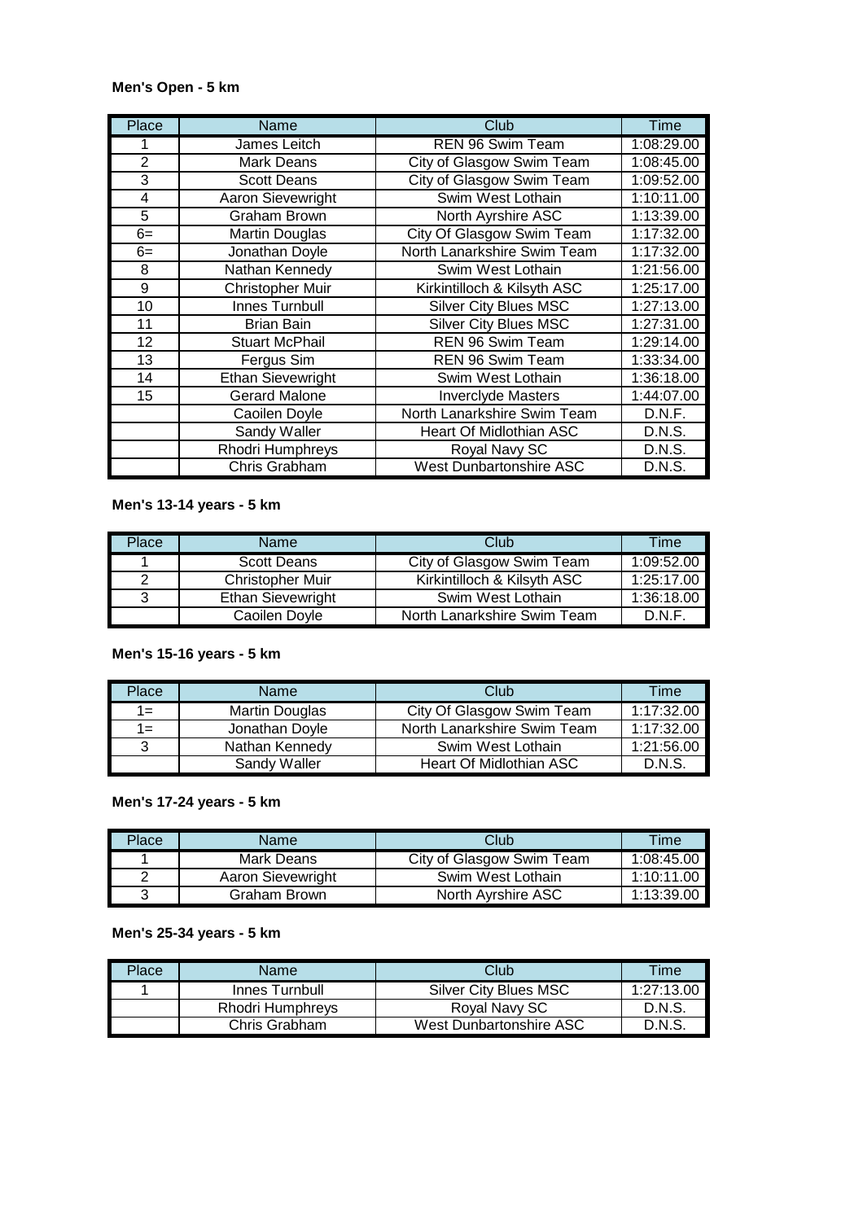**Men's Open - 5 km**

| Place | Name | Club | Time |
|---|---|---|---|
| 1 | James Leitch | REN 96 Swim Team | 1:08:29.00 |
| 2 | Mark Deans | City of Glasgow Swim Team | 1:08:45.00 |
| 3 | Scott Deans | City of Glasgow Swim Team | 1:09:52.00 |
| 4 | Aaron Sievewright | Swim West Lothain | 1:10:11.00 |
| 5 | Graham Brown | North Ayrshire ASC | 1:13:39.00 |
| 6= | Martin Douglas | City Of Glasgow Swim Team | 1:17:32.00 |
| 6= | Jonathan Doyle | North Lanarkshire Swim Team | 1:17:32.00 |
| 8 | Nathan Kennedy | Swim West Lothain | 1:21:56.00 |
| 9 | Christopher Muir | Kirkintilloch & Kilsyth ASC | 1:25:17.00 |
| 10 | Innes Turnbull | Silver City Blues MSC | 1:27:13.00 |
| 11 | Brian Bain | Silver City Blues MSC | 1:27:31.00 |
| 12 | Stuart McPhail | REN 96 Swim Team | 1:29:14.00 |
| 13 | Fergus Sim | REN 96 Swim Team | 1:33:34.00 |
| 14 | Ethan Sievewright | Swim West Lothain | 1:36:18.00 |
| 15 | Gerard Malone | Inverclyde Masters | 1:44:07.00 |
| | Caoilen Doyle | North Lanarkshire Swim Team | D.N.F. |
| | Sandy Waller | Heart Of Midlothian ASC | D.N.S. |
| | Rhodri Humphreys | Royal Navy SC | D.N.S. |
| | Chris Grabham | West Dunbartonshire ASC | D.N.S. |

**Men's 13-14 years - 5 km**

| Place | Name | Club | Time |
|---|---|---|---|
| 1 | Scott Deans | City of Glasgow Swim Team | 1:09:52.00 |
| 2 | Christopher Muir | Kirkintilloch & Kilsyth ASC | 1:25:17.00 |
| 3 | Ethan Sievewright | Swim West Lothain | 1:36:18.00 |
| | Caoilen Doyle | North Lanarkshire Swim Team | D.N.F. |

**Men's 15-16 years - 5 km**

| Place | Name | Club | Time |
|---|---|---|---|
| 1= | Martin Douglas | City Of Glasgow Swim Team | 1:17:32.00 |
| 1= | Jonathan Doyle | North Lanarkshire Swim Team | 1:17:32.00 |
| 3 | Nathan Kennedy | Swim West Lothain | 1:21:56.00 |
| | Sandy Waller | Heart Of Midlothian ASC | D.N.S. |

**Men's 17-24 years - 5 km**

| Place | Name | Club | Time |
|---|---|---|---|
| 1 | Mark Deans | City of Glasgow Swim Team | 1:08:45.00 |
| 2 | Aaron Sievewright | Swim West Lothain | 1:10:11.00 |
| 3 | Graham Brown | North Ayrshire ASC | 1:13:39.00 |

**Men's 25-34 years - 5 km**

| Place | Name | Club | Time |
|---|---|---|---|
| 1 | Innes Turnbull | Silver City Blues MSC | 1:27:13.00 |
| | Rhodri Humphreys | Royal Navy SC | D.N.S. |
| | Chris Grabham | West Dunbartonshire ASC | D.N.S. |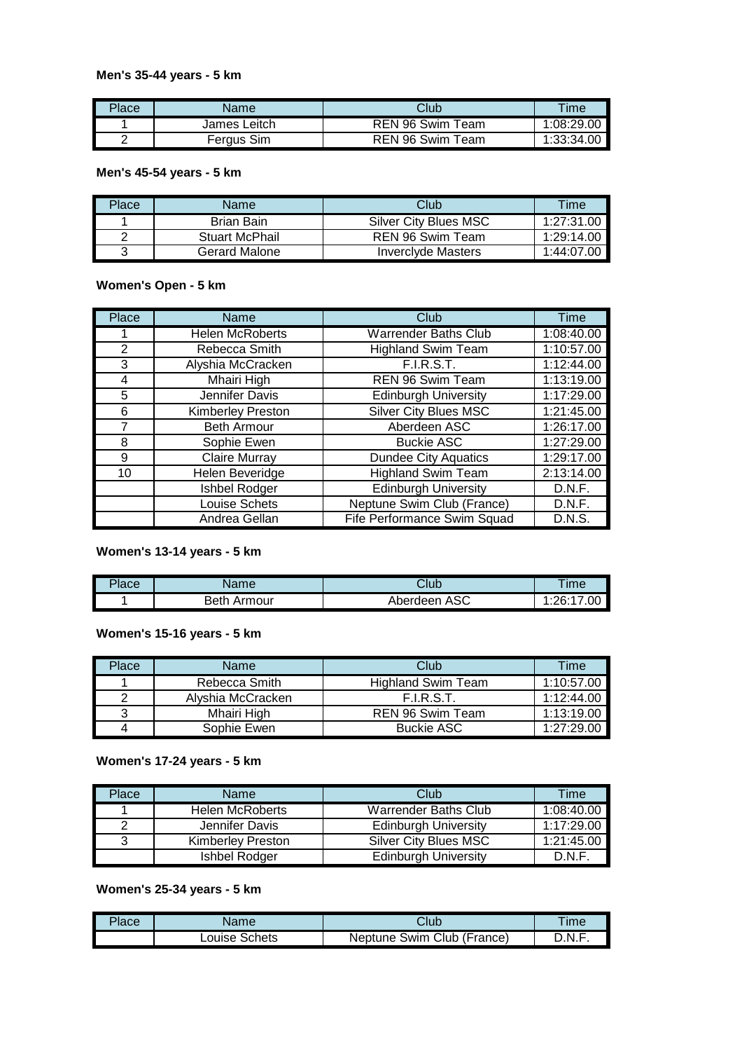**Men's 35-44 years - 5 km**

| Place | Name | Club | Time |
|---|---|---|---|
| 1 | James Leitch | REN 96 Swim Team | 1:08:29.00 |
| 2 | Fergus Sim | REN 96 Swim Team | 1:33:34.00 |

**Men's 45-54 years - 5 km**

| Place | Name | Club | Time |
|---|---|---|---|
| 1 | Brian Bain | Silver City Blues MSC | 1:27:31.00 |
| 2 | Stuart McPhail | REN 96 Swim Team | 1:29:14.00 |
| 3 | Gerard Malone | Inverclyde Masters | 1:44:07.00 |

**Women's Open - 5 km**

| Place | Name | Club | Time |
|---|---|---|---|
| 1 | Helen McRoberts | Warrender Baths Club | 1:08:40.00 |
| 2 | Rebecca Smith | Highland Swim Team | 1:10:57.00 |
| 3 | Alyshia McCracken | F.I.R.S.T. | 1:12:44.00 |
| 4 | Mhairi High | REN 96 Swim Team | 1:13:19.00 |
| 5 | Jennifer Davis | Edinburgh University | 1:17:29.00 |
| 6 | Kimberley Preston | Silver City Blues MSC | 1:21:45.00 |
| 7 | Beth Armour | Aberdeen ASC | 1:26:17.00 |
| 8 | Sophie Ewen | Buckie ASC | 1:27:29.00 |
| 9 | Claire Murray | Dundee City Aquatics | 1:29:17.00 |
| 10 | Helen Beveridge | Highland Swim Team | 2:13:14.00 |
| | Ishbel Rodger | Edinburgh University | D.N.F. |
| | Louise Schets | Neptune Swim Club (France) | D.N.F. |
| | Andrea Gellan | Fife Performance Swim Squad | D.N.S. |

**Women's 13-14 years - 5 km**

| Place | Name | Club | Time |
|---|---|---|---|
| 1 | Beth Armour | Aberdeen ASC | 1:26:17.00 |

**Women's 15-16 years - 5 km**

| Place | Name | Club | Time |
|---|---|---|---|
| 1 | Rebecca Smith | Highland Swim Team | 1:10:57.00 |
| 2 | Alyshia McCracken | F.I.R.S.T. | 1:12:44.00 |
| 3 | Mhairi High | REN 96 Swim Team | 1:13:19.00 |
| 4 | Sophie Ewen | Buckie ASC | 1:27:29.00 |

**Women's 17-24 years - 5 km**

| Place | Name | Club | Time |
|---|---|---|---|
| 1 | Helen McRoberts | Warrender Baths Club | 1:08:40.00 |
| 2 | Jennifer Davis | Edinburgh University | 1:17:29.00 |
| 3 | Kimberley Preston | Silver City Blues MSC | 1:21:45.00 |
| | Ishbel Rodger | Edinburgh University | D.N.F. |

**Women's 25-34 years - 5 km**

| Place | Name | Club | Time |
|---|---|---|---|
| | Louise Schets | Neptune Swim Club (France) | D.N.F. |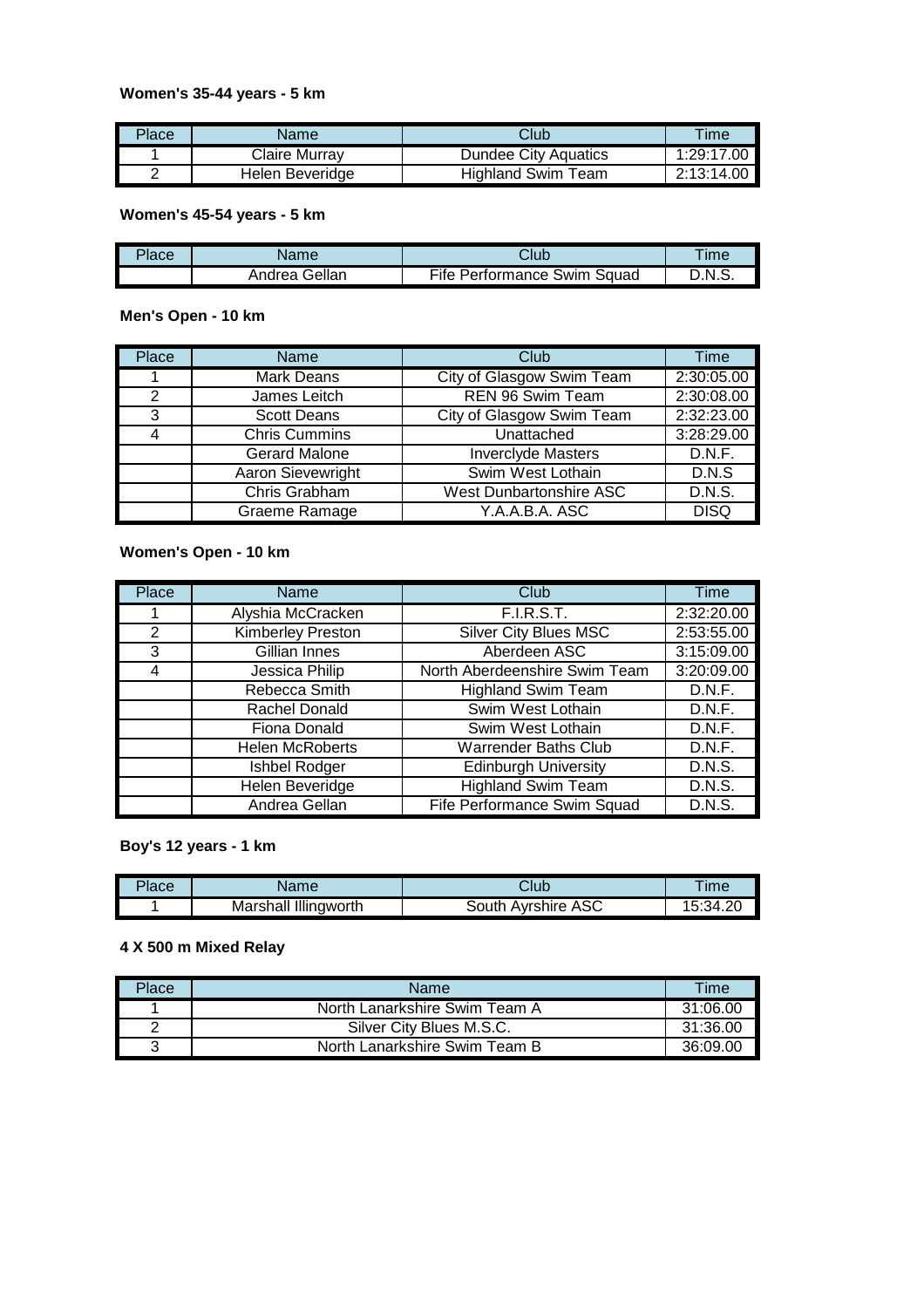**Women's 35-44 years - 5 km**

| Place | Name | Club | Time |
|---|---|---|---|
| 1 | Claire Murray | Dundee City Aquatics | 1:29:17.00 |
| 2 | Helen Beveridge | Highland Swim Team | 2:13:14.00 |

**Women's 45-54 years - 5 km**

| Place | Name | Club | Time |
|---|---|---|---|
| | Andrea Gellan | Fife Performance Swim Squad | D.N.S. |

**Men's Open - 10 km**

| Place | Name | Club | Time |
|---|---|---|---|
| 1 | Mark Deans | City of Glasgow Swim Team | 2:30:05.00 |
| 2 | James Leitch | REN 96 Swim Team | 2:30:08.00 |
| 3 | Scott Deans | City of Glasgow Swim Team | 2:32:23.00 |
| 4 | Chris Cummins | Unattached | 3:28:29.00 |
| | Gerard Malone | Inverclyde Masters | D.N.F. |
| | Aaron Sievewright | Swim West Lothain | D.N.S |
| | Chris Grabham | West Dunbartonshire ASC | D.N.S. |
| | Graeme Ramage | Y.A.A.B.A. ASC | DISQ |

**Women's Open - 10 km**

| Place | Name | Club | Time |
|---|---|---|---|
| 1 | Alyshia McCracken | F.I.R.S.T. | 2:32:20.00 |
| 2 | Kimberley Preston | Silver City Blues MSC | 2:53:55.00 |
| 3 | Gillian Innes | Aberdeen ASC | 3:15:09.00 |
| 4 | Jessica Philip | North Aberdeenshire Swim Team | 3:20:09.00 |
| | Rebecca Smith | Highland Swim Team | D.N.F. |
| | Rachel Donald | Swim West Lothain | D.N.F. |
| | Fiona Donald | Swim West Lothain | D.N.F. |
| | Helen McRoberts | Warrender Baths Club | D.N.F. |
| | Ishbel Rodger | Edinburgh University | D.N.S. |
| | Helen Beveridge | Highland Swim Team | D.N.S. |
| | Andrea Gellan | Fife Performance Swim Squad | D.N.S. |

**Boy's 12 years - 1 km**

| Place | Name | Club | Time |
|---|---|---|---|
| 1 | Marshall Illingworth | South Ayrshire ASC | 15:34.20 |

**4 X 500 m Mixed Relay**

| Place | Name | Time |
|---|---|---|
| 1 | North Lanarkshire Swim Team A | 31:06.00 |
| 2 | Silver City Blues M.S.C. | 31:36.00 |
| 3 | North Lanarkshire Swim Team B | 36:09.00 |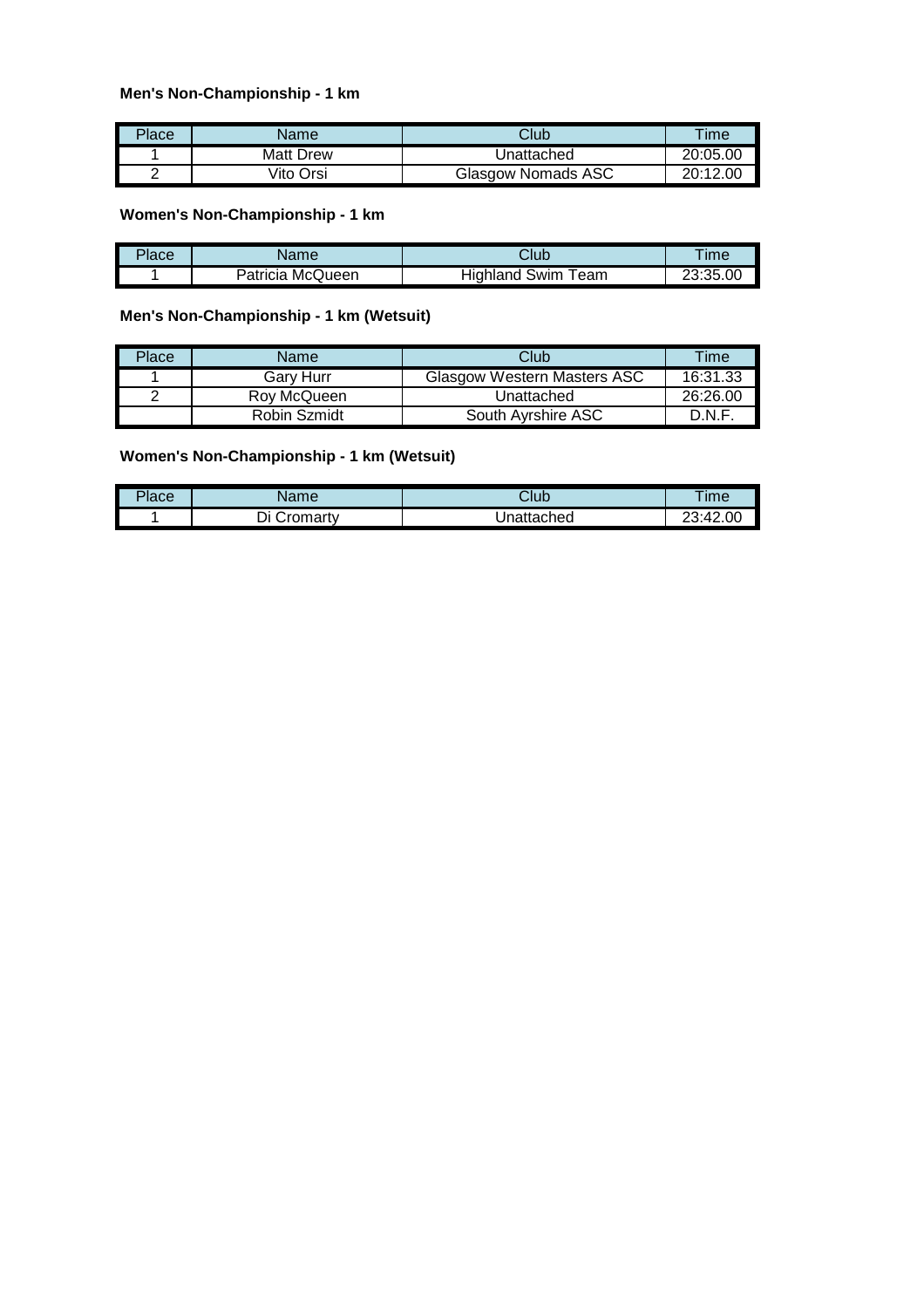**Men's Non-Championship - 1 km**

| Place | Name | Club | Time |
|---|---|---|---|
| 1 | Matt Drew | Unattached | 20:05.00 |
| 2 | Vito Orsi | Glasgow Nomads ASC | 20:12.00 |

**Women's Non-Championship - 1 km**

| Place | Name | Club | Time |
|---|---|---|---|
| 1 | Patricia McQueen | Highland Swim Team | 23:35.00 |

**Men's Non-Championship - 1 km (Wetsuit)**

| Place | Name | Club | Time |
|---|---|---|---|
| 1 | Gary Hurr | Glasgow Western Masters ASC | 16:31.33 |
| 2 | Roy McQueen | Unattached | 26:26.00 |
| | Robin Szmidt | South Ayrshire ASC | D.N.F. |

**Women's Non-Championship - 1 km (Wetsuit)**

| Place | Name | Club | Time |
|---|---|---|---|
| 1 | Di Cromarty | Unattached | 23:42.00 |